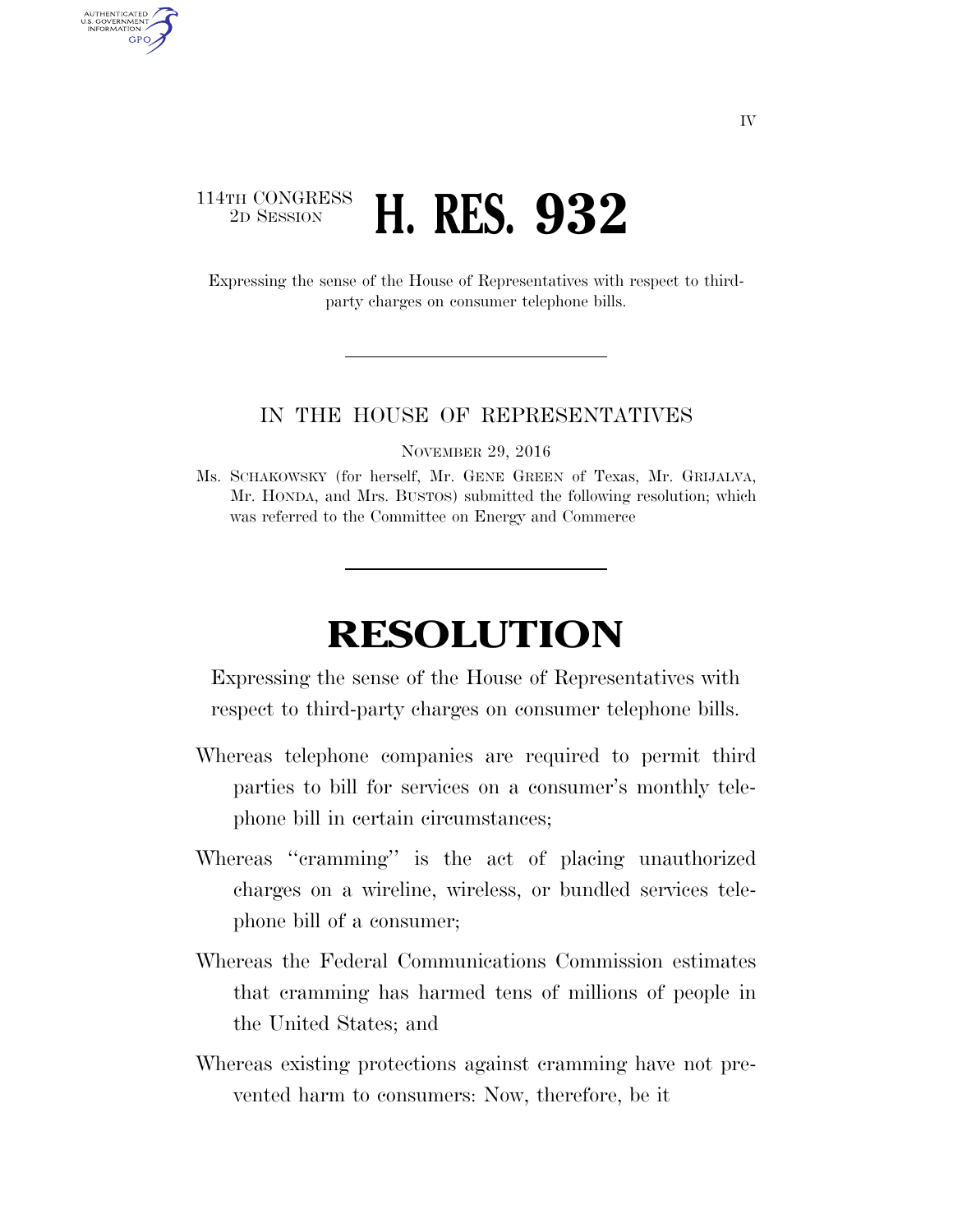114TH CONGRESS
2D SESSION

# H. RES. 932

Expressing the sense of the House of Representatives with respect to third-party charges on consumer telephone bills.

IN THE HOUSE OF REPRESENTATIVES

NOVEMBER 29, 2016

Ms. SCHAKOWSKY (for herself, Mr. GENE GREEN of Texas, Mr. GRIJALVA, Mr. HONDA, and Mrs. BUSTOS) submitted the following resolution; which was referred to the Committee on Energy and Commerce

# RESOLUTION

Expressing the sense of the House of Representatives with respect to third-party charges on consumer telephone bills.

Whereas telephone companies are required to permit third parties to bill for services on a consumer's monthly telephone bill in certain circumstances;

Whereas "cramming" is the act of placing unauthorized charges on a wireline, wireless, or bundled services telephone bill of a consumer;

Whereas the Federal Communications Commission estimates that cramming has harmed tens of millions of people in the United States; and

Whereas existing protections against cramming have not prevented harm to consumers: Now, therefore, be it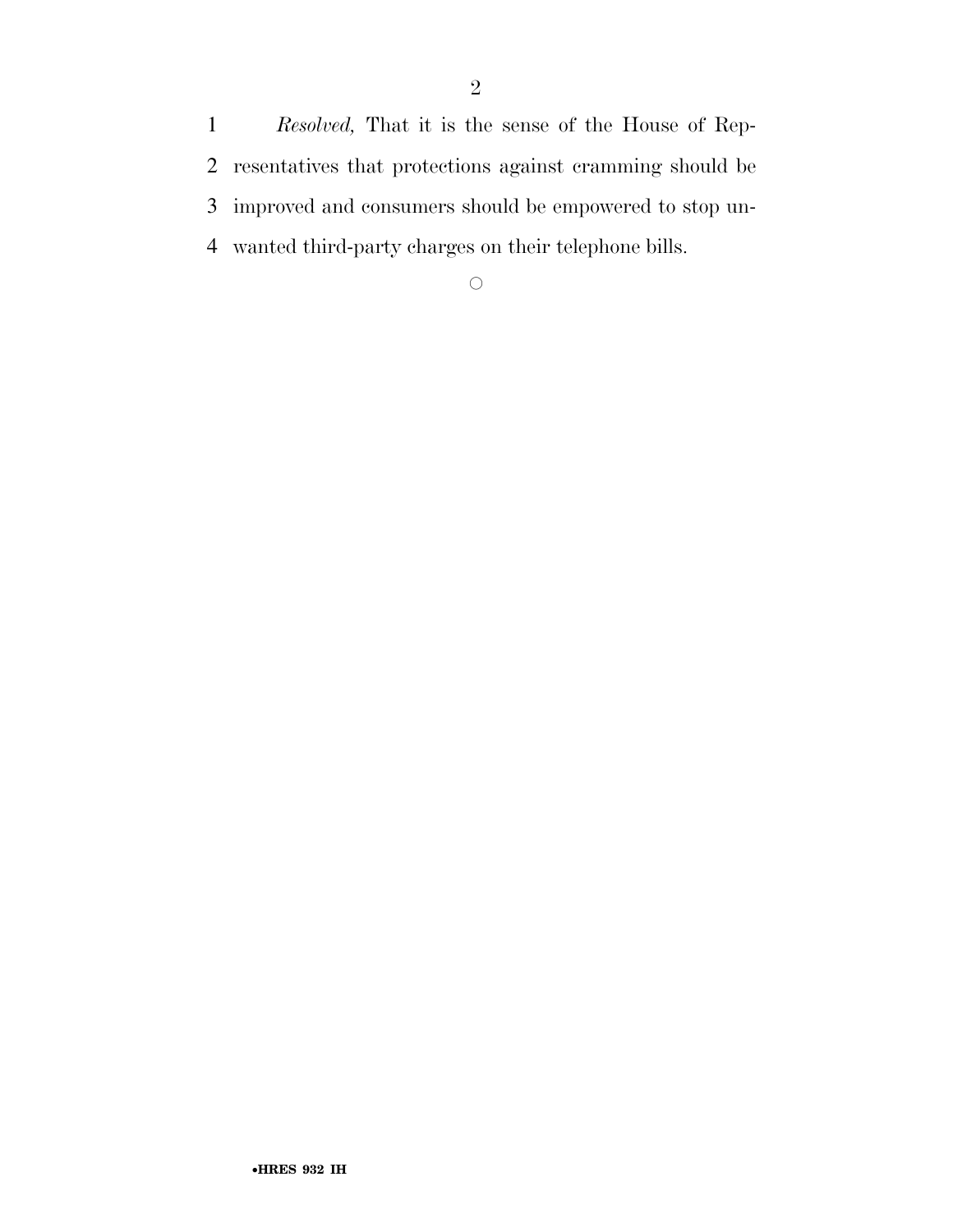*Resolved,* That it is the sense of the House of Representatives that protections against cramming should be improved and consumers should be empowered to stop unwanted third-party charges on their telephone bills.

○